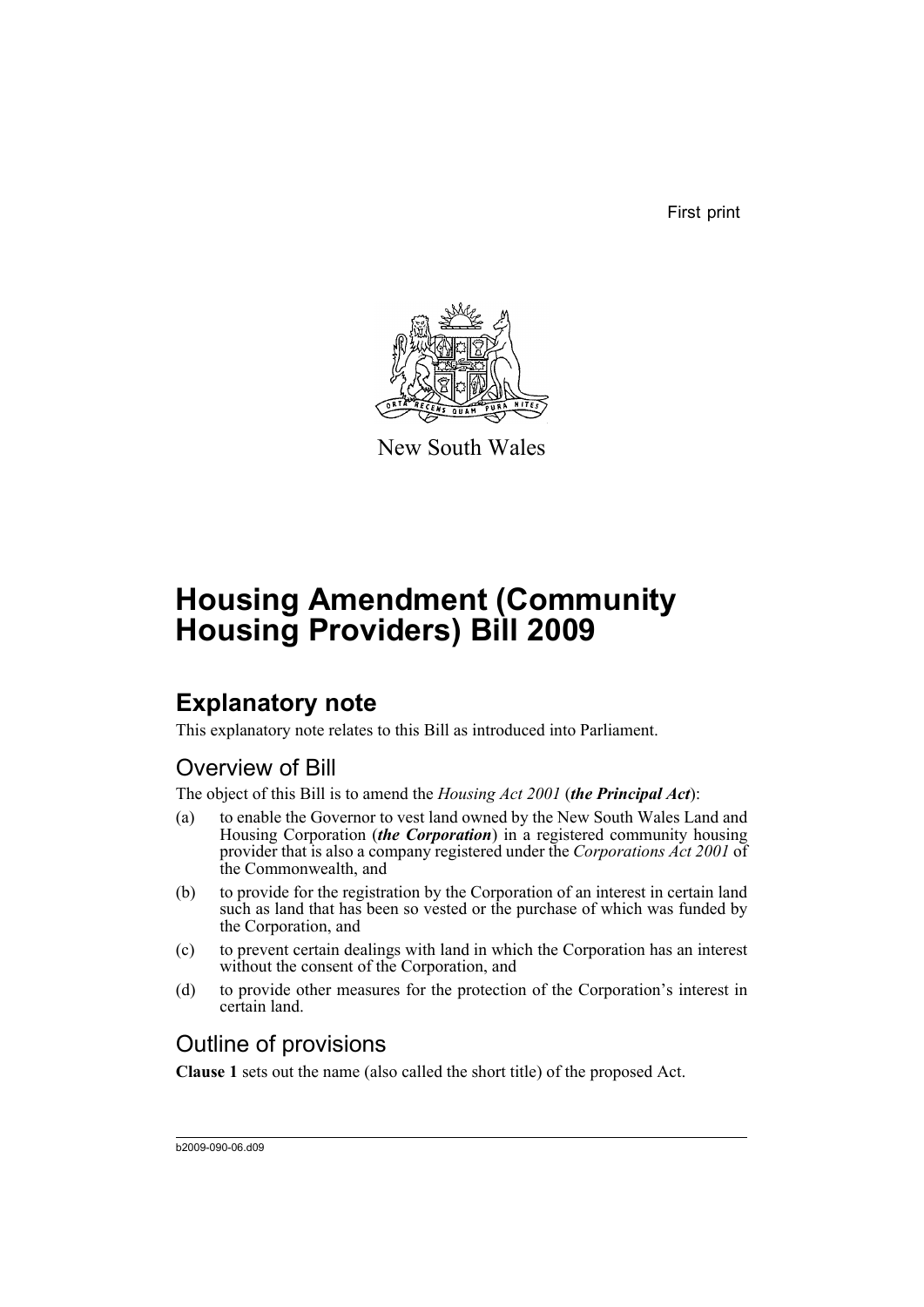First print

New South Wales

# Housing Amendment (Community Housing Providers) Bill 2009

## Explanatory note

This explanatory note relates to this Bill as introduced into Parliament.

### Overview of Bill

The object of this Bill is to amend the *Housing Act 2001* (***the Principal Act***):

(a) to enable the Governor to vest land owned by the New South Wales Land and Housing Corporation (***the Corporation***) in a registered community housing provider that is also a company registered under the *Corporations Act 2001* of the Commonwealth, and

(b) to provide for the registration by the Corporation of an interest in certain land such as land that has been so vested or the purchase of which was funded by the Corporation, and

(c) to prevent certain dealings with land in which the Corporation has an interest without the consent of the Corporation, and

(d) to provide other measures for the protection of the Corporation's interest in certain land.

### Outline of provisions

**Clause 1** sets out the name (also called the short title) of the proposed Act.

b2009-090-06.d09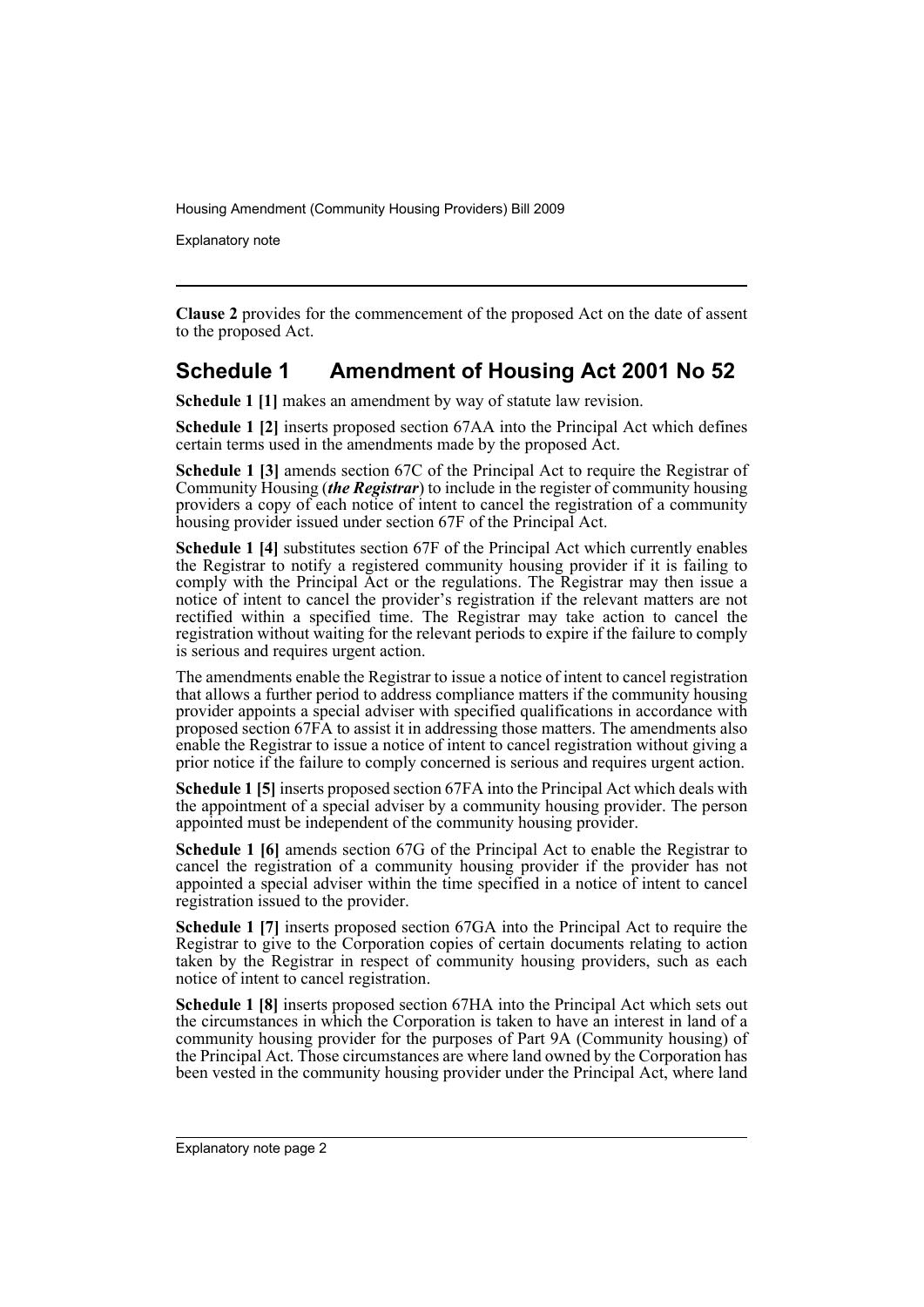**Clause 2** provides for the commencement of the proposed Act on the date of assent to the proposed Act.

## Schedule 1 Amendment of Housing Act 2001 No 52

**Schedule 1 [1]** makes an amendment by way of statute law revision.

**Schedule 1 [2]** inserts proposed section 67AA into the Principal Act which defines certain terms used in the amendments made by the proposed Act.

**Schedule 1 [3]** amends section 67C of the Principal Act to require the Registrar of Community Housing (***the Registrar***) to include in the register of community housing providers a copy of each notice of intent to cancel the registration of a community housing provider issued under section 67F of the Principal Act.

**Schedule 1 [4]** substitutes section 67F of the Principal Act which currently enables the Registrar to notify a registered community housing provider if it is failing to comply with the Principal Act or the regulations. The Registrar may then issue a notice of intent to cancel the provider's registration if the relevant matters are not rectified within a specified time. The Registrar may take action to cancel the registration without waiting for the relevant periods to expire if the failure to comply is serious and requires urgent action.

The amendments enable the Registrar to issue a notice of intent to cancel registration that allows a further period to address compliance matters if the community housing provider appoints a special adviser with specified qualifications in accordance with proposed section 67FA to assist it in addressing those matters. The amendments also enable the Registrar to issue a notice of intent to cancel registration without giving a prior notice if the failure to comply concerned is serious and requires urgent action.

**Schedule 1 [5]** inserts proposed section 67FA into the Principal Act which deals with the appointment of a special adviser by a community housing provider. The person appointed must be independent of the community housing provider.

**Schedule 1 [6]** amends section 67G of the Principal Act to enable the Registrar to cancel the registration of a community housing provider if the provider has not appointed a special adviser within the time specified in a notice of intent to cancel registration issued to the provider.

**Schedule 1 [7]** inserts proposed section 67GA into the Principal Act to require the Registrar to give to the Corporation copies of certain documents relating to action taken by the Registrar in respect of community housing providers, such as each notice of intent to cancel registration.

**Schedule 1 [8]** inserts proposed section 67HA into the Principal Act which sets out the circumstances in which the Corporation is taken to have an interest in land of a community housing provider for the purposes of Part 9A (Community housing) of the Principal Act. Those circumstances are where land owned by the Corporation has been vested in the community housing provider under the Principal Act, where land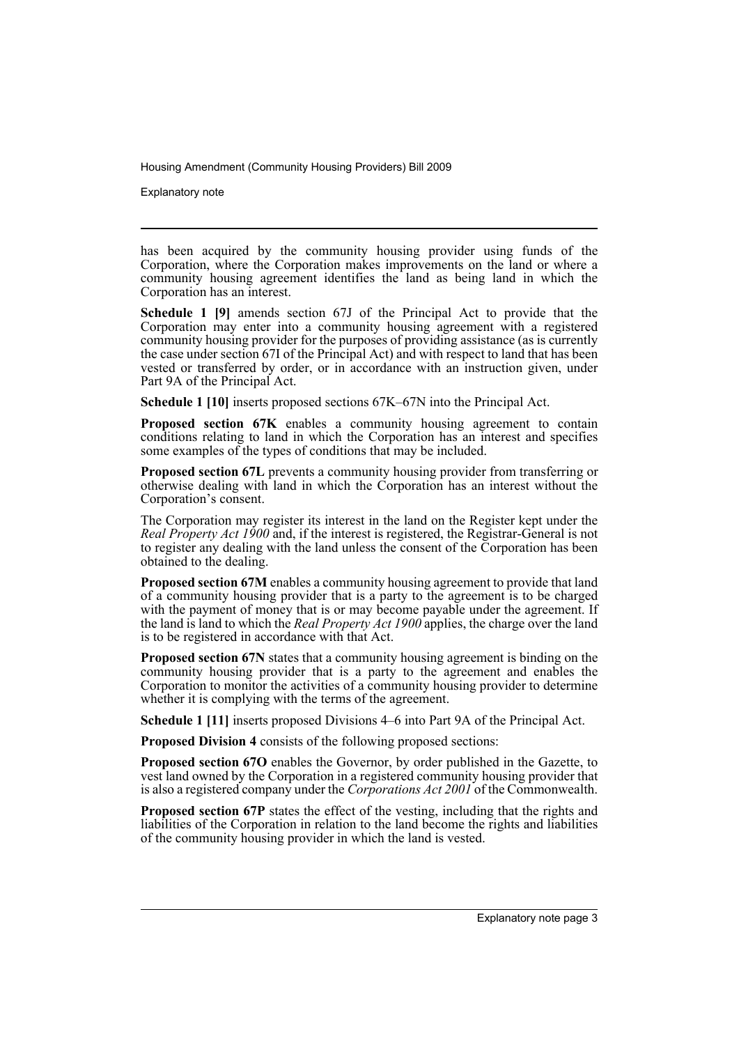has been acquired by the community housing provider using funds of the Corporation, where the Corporation makes improvements on the land or where a community housing agreement identifies the land as being land in which the Corporation has an interest.

**Schedule 1 [9]** amends section 67J of the Principal Act to provide that the Corporation may enter into a community housing agreement with a registered community housing provider for the purposes of providing assistance (as is currently the case under section 67I of the Principal Act) and with respect to land that has been vested or transferred by order, or in accordance with an instruction given, under Part 9A of the Principal Act.

**Schedule 1 [10]** inserts proposed sections 67K–67N into the Principal Act.

**Proposed section 67K** enables a community housing agreement to contain conditions relating to land in which the Corporation has an interest and specifies some examples of the types of conditions that may be included.

**Proposed section 67L** prevents a community housing provider from transferring or otherwise dealing with land in which the Corporation has an interest without the Corporation's consent.

The Corporation may register its interest in the land on the Register kept under the *Real Property Act 1900* and, if the interest is registered, the Registrar-General is not to register any dealing with the land unless the consent of the Corporation has been obtained to the dealing.

**Proposed section 67M** enables a community housing agreement to provide that land of a community housing provider that is a party to the agreement is to be charged with the payment of money that is or may become payable under the agreement. If the land is land to which the *Real Property Act 1900* applies, the charge over the land is to be registered in accordance with that Act.

**Proposed section 67N** states that a community housing agreement is binding on the community housing provider that is a party to the agreement and enables the Corporation to monitor the activities of a community housing provider to determine whether it is complying with the terms of the agreement.

**Schedule 1 [11]** inserts proposed Divisions 4–6 into Part 9A of the Principal Act.

**Proposed Division 4** consists of the following proposed sections:

**Proposed section 67O** enables the Governor, by order published in the Gazette, to vest land owned by the Corporation in a registered community housing provider that is also a registered company under the *Corporations Act 2001* of the Commonwealth.

**Proposed section 67P** states the effect of the vesting, including that the rights and liabilities of the Corporation in relation to the land become the rights and liabilities of the community housing provider in which the land is vested.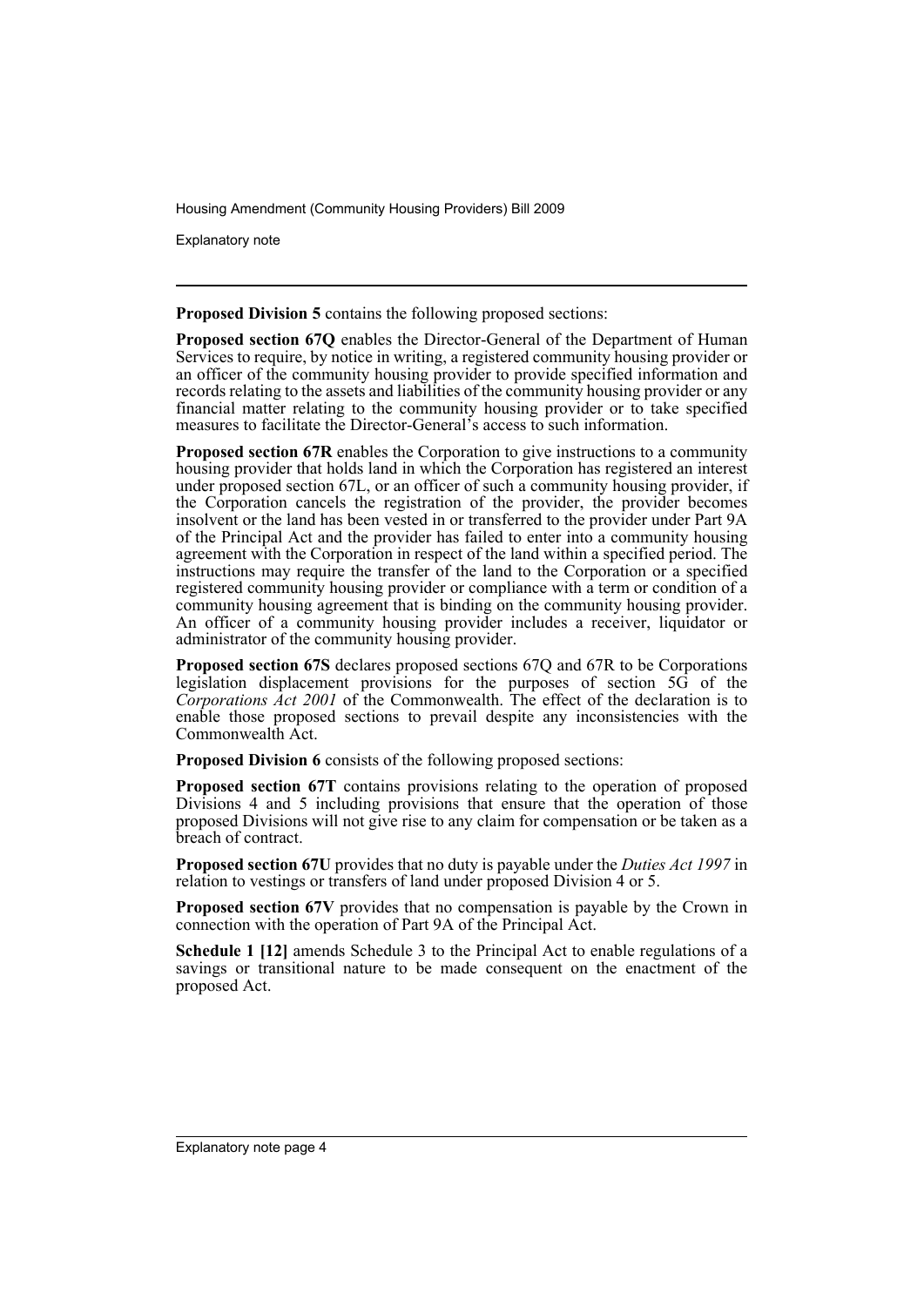**Proposed Division 5** contains the following proposed sections:

**Proposed section 67Q** enables the Director-General of the Department of Human Services to require, by notice in writing, a registered community housing provider or an officer of the community housing provider to provide specified information and records relating to the assets and liabilities of the community housing provider or any financial matter relating to the community housing provider or to take specified measures to facilitate the Director-General's access to such information.

**Proposed section 67R** enables the Corporation to give instructions to a community housing provider that holds land in which the Corporation has registered an interest under proposed section 67L, or an officer of such a community housing provider, if the Corporation cancels the registration of the provider, the provider becomes insolvent or the land has been vested in or transferred to the provider under Part 9A of the Principal Act and the provider has failed to enter into a community housing agreement with the Corporation in respect of the land within a specified period. The instructions may require the transfer of the land to the Corporation or a specified registered community housing provider or compliance with a term or condition of a community housing agreement that is binding on the community housing provider. An officer of a community housing provider includes a receiver, liquidator or administrator of the community housing provider.

**Proposed section 67S** declares proposed sections 67Q and 67R to be Corporations legislation displacement provisions for the purposes of section 5G of the *Corporations Act 2001* of the Commonwealth. The effect of the declaration is to enable those proposed sections to prevail despite any inconsistencies with the Commonwealth Act.

**Proposed Division 6** consists of the following proposed sections:

**Proposed section 67T** contains provisions relating to the operation of proposed Divisions 4 and 5 including provisions that ensure that the operation of those proposed Divisions will not give rise to any claim for compensation or be taken as a breach of contract.

**Proposed section 67U** provides that no duty is payable under the *Duties Act 1997* in relation to vestings or transfers of land under proposed Division 4 or 5.

**Proposed section 67V** provides that no compensation is payable by the Crown in connection with the operation of Part 9A of the Principal Act.

**Schedule 1 [12]** amends Schedule 3 to the Principal Act to enable regulations of a savings or transitional nature to be made consequent on the enactment of the proposed Act.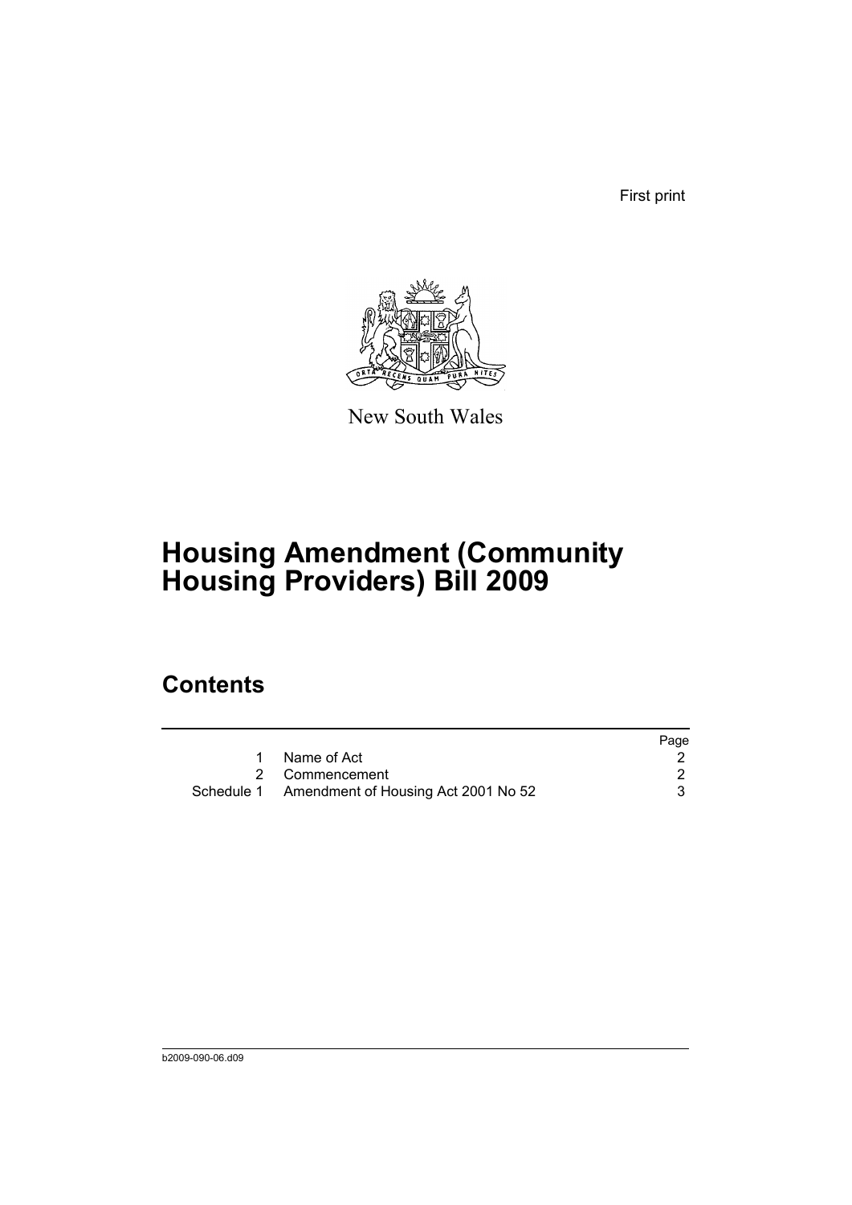First print

New South Wales

# Housing Amendment (Community Housing Providers) Bill 2009

## Contents

| | | Page |
|---|---|---|
| 1 | Name of Act | 2 |
| 2 | Commencement | 2 |
| Schedule 1 | Amendment of Housing Act 2001 No 52 | 3 |

b2009-090-06.d09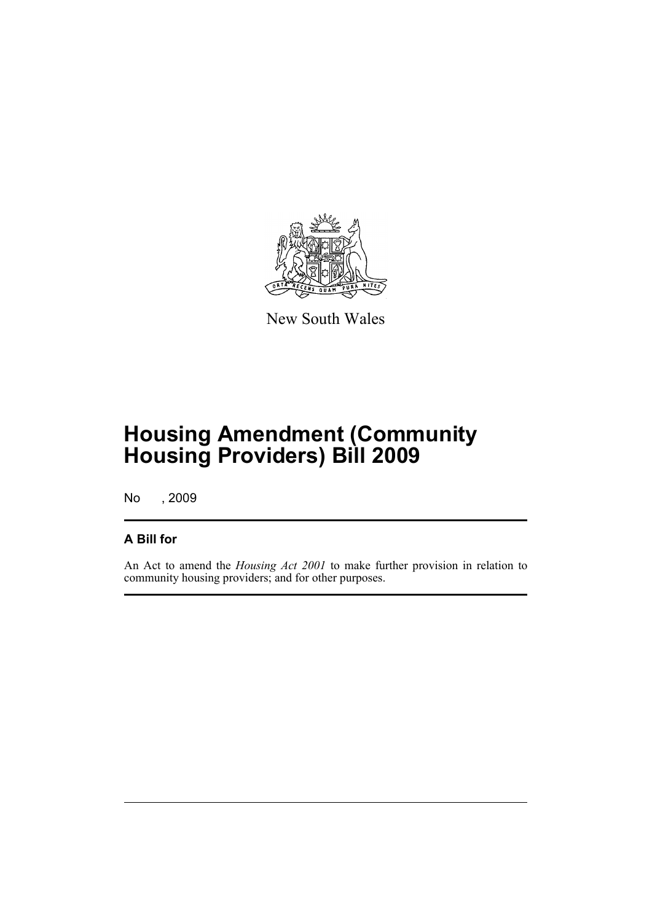New South Wales

# Housing Amendment (Community Housing Providers) Bill 2009

No , 2009

## A Bill for

An Act to amend the *Housing Act 2001* to make further provision in relation to community housing providers; and for other purposes.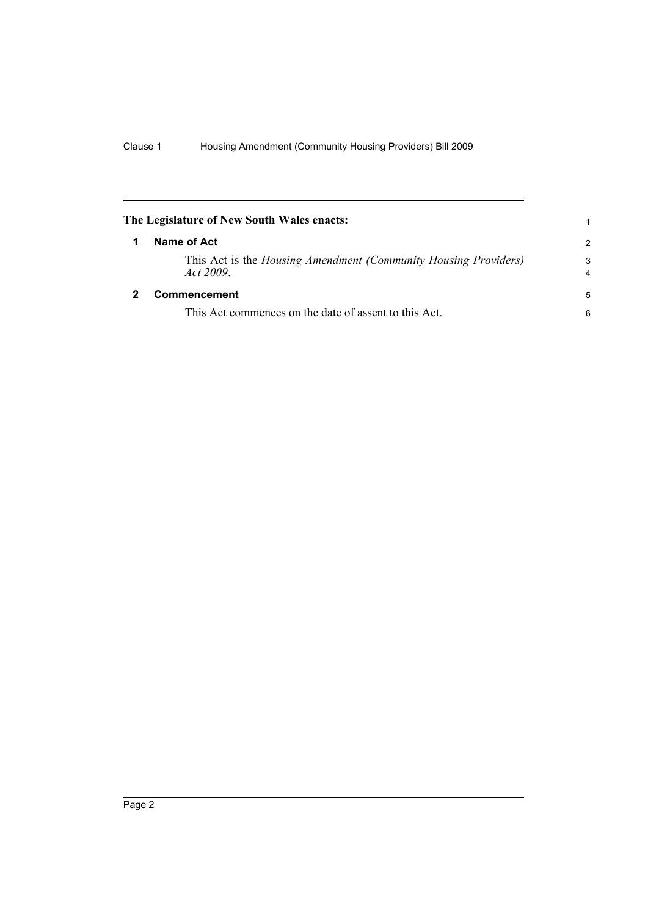**The Legislature of New South Wales enacts:**

## 1 Name of Act

This Act is the *Housing Amendment (Community Housing Providers) Act 2009*.

## 2 Commencement

This Act commences on the date of assent to this Act.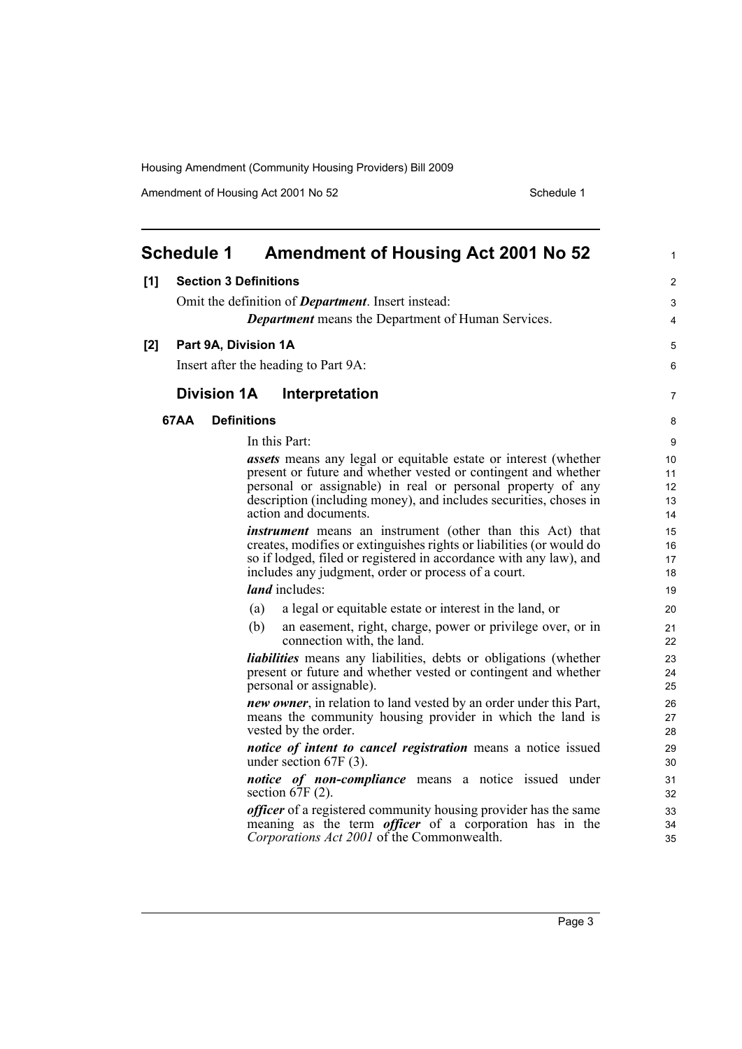# Schedule 1 Amendment of Housing Act 2001 No 52

**[1] Section 3 Definitions**

Omit the definition of ***Department***. Insert instead:

> ***Department*** means the Department of Human Services.

**[2] Part 9A, Division 1A**

Insert after the heading to Part 9A:

## Division 1A Interpretation

**67AA Definitions**

In this Part:

***assets*** means any legal or equitable estate or interest (whether present or future and whether vested or contingent and whether personal or assignable) in real or personal property of any description (including money), and includes securities, choses in action and documents.

***instrument*** means an instrument (other than this Act) that creates, modifies or extinguishes rights or liabilities (or would do so if lodged, filed or registered in accordance with any law), and includes any judgment, order or process of a court.

***land*** includes:

(a) a legal or equitable estate or interest in the land, or

(b) an easement, right, charge, power or privilege over, or in connection with, the land.

***liabilities*** means any liabilities, debts or obligations (whether present or future and whether vested or contingent and whether personal or assignable).

***new owner***, in relation to land vested by an order under this Part, means the community housing provider in which the land is vested by the order.

***notice of intent to cancel registration*** means a notice issued under section 67F (3).

***notice of non-compliance*** means a notice issued under section 67F (2).

***officer*** of a registered community housing provider has the same meaning as the term ***officer*** of a corporation has in the *Corporations Act 2001* of the Commonwealth.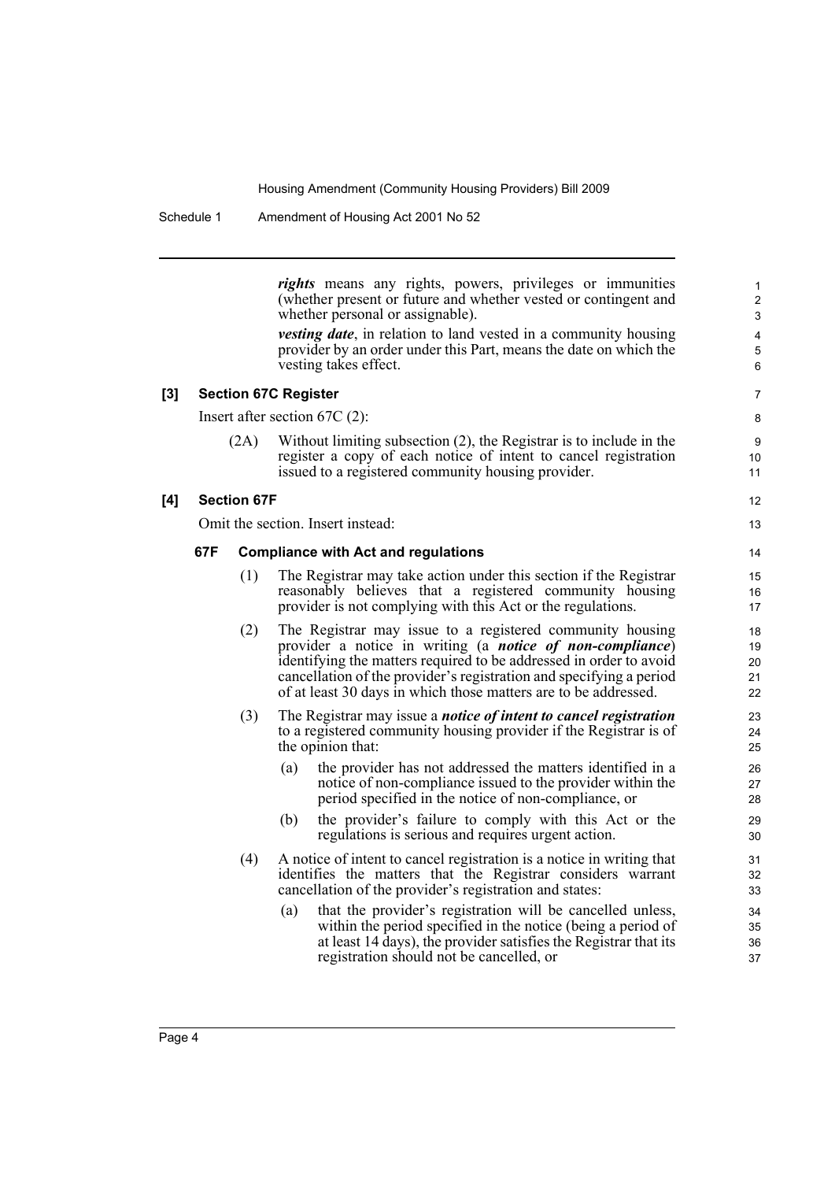***rights*** means any rights, powers, privileges or immunities (whether present or future and whether vested or contingent and whether personal or assignable).

***vesting date***, in relation to land vested in a community housing provider by an order under this Part, means the date on which the vesting takes effect.

**[3] Section 67C Register**

Insert after section 67C (2):

(2A) Without limiting subsection (2), the Registrar is to include in the register a copy of each notice of intent to cancel registration issued to a registered community housing provider.

**[4] Section 67F**

Omit the section. Insert instead:

**67F Compliance with Act and regulations**

(1) The Registrar may take action under this section if the Registrar reasonably believes that a registered community housing provider is not complying with this Act or the regulations.

(2) The Registrar may issue to a registered community housing provider a notice in writing (a ***notice of non-compliance***) identifying the matters required to be addressed in order to avoid cancellation of the provider's registration and specifying a period of at least 30 days in which those matters are to be addressed.

(3) The Registrar may issue a ***notice of intent to cancel registration*** to a registered community housing provider if the Registrar is of the opinion that:

(a) the provider has not addressed the matters identified in a notice of non-compliance issued to the provider within the period specified in the notice of non-compliance, or

(b) the provider's failure to comply with this Act or the regulations is serious and requires urgent action.

(4) A notice of intent to cancel registration is a notice in writing that identifies the matters that the Registrar considers warrant cancellation of the provider's registration and states:

(a) that the provider's registration will be cancelled unless, within the period specified in the notice (being a period of at least 14 days), the provider satisfies the Registrar that its registration should not be cancelled, or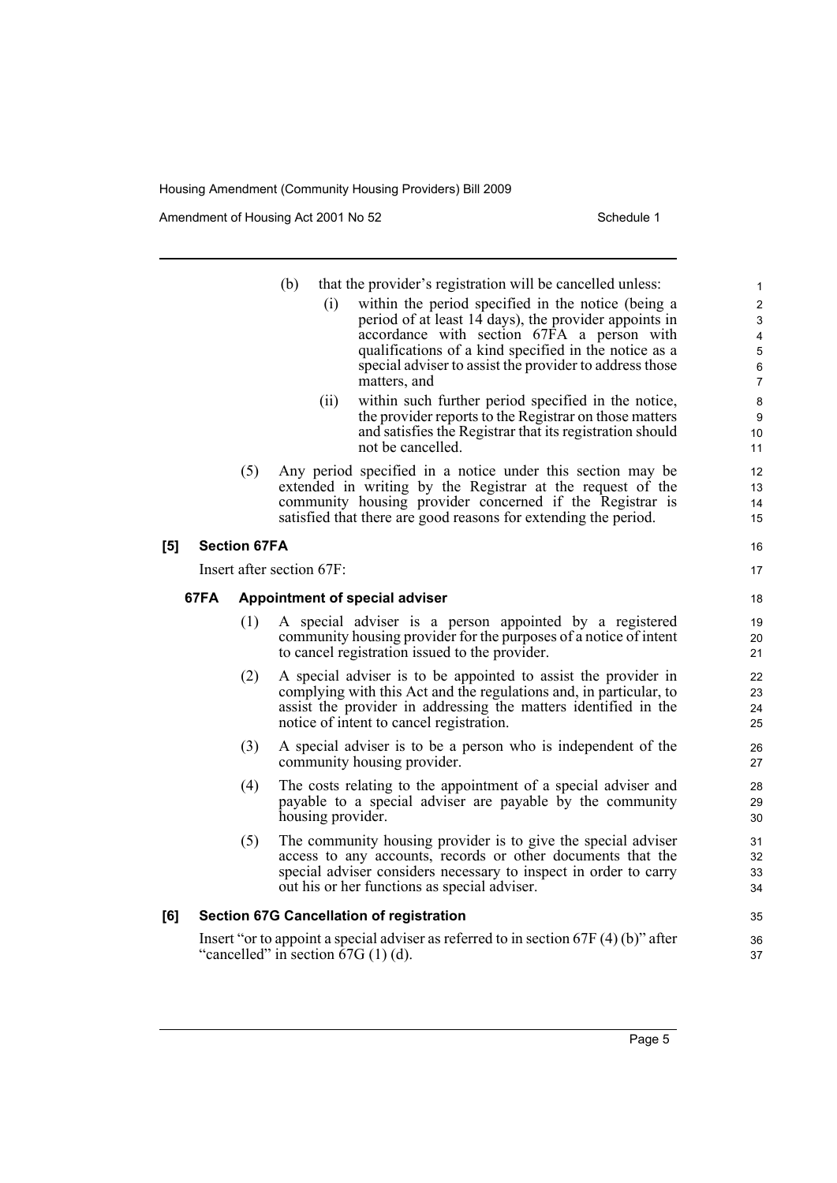(b) that the provider's registration will be cancelled unless:

(i) within the period specified in the notice (being a period of at least 14 days), the provider appoints in accordance with section 67FA a person with qualifications of a kind specified in the notice as a special adviser to assist the provider to address those matters, and

(ii) within such further period specified in the notice, the provider reports to the Registrar on those matters and satisfies the Registrar that its registration should not be cancelled.

(5) Any period specified in a notice under this section may be extended in writing by the Registrar at the request of the community housing provider concerned if the Registrar is satisfied that there are good reasons for extending the period.

### [5] Section 67FA

Insert after section 67F:

#### 67FA Appointment of special adviser

(1) A special adviser is a person appointed by a registered community housing provider for the purposes of a notice of intent to cancel registration issued to the provider.

(2) A special adviser is to be appointed to assist the provider in complying with this Act and the regulations and, in particular, to assist the provider in addressing the matters identified in the notice of intent to cancel registration.

(3) A special adviser is to be a person who is independent of the community housing provider.

(4) The costs relating to the appointment of a special adviser and payable to a special adviser are payable by the community housing provider.

(5) The community housing provider is to give the special adviser access to any accounts, records or other documents that the special adviser considers necessary to inspect in order to carry out his or her functions as special adviser.

### [6] Section 67G Cancellation of registration

Insert "or to appoint a special adviser as referred to in section 67F (4) (b)" after "cancelled" in section 67G (1) (d).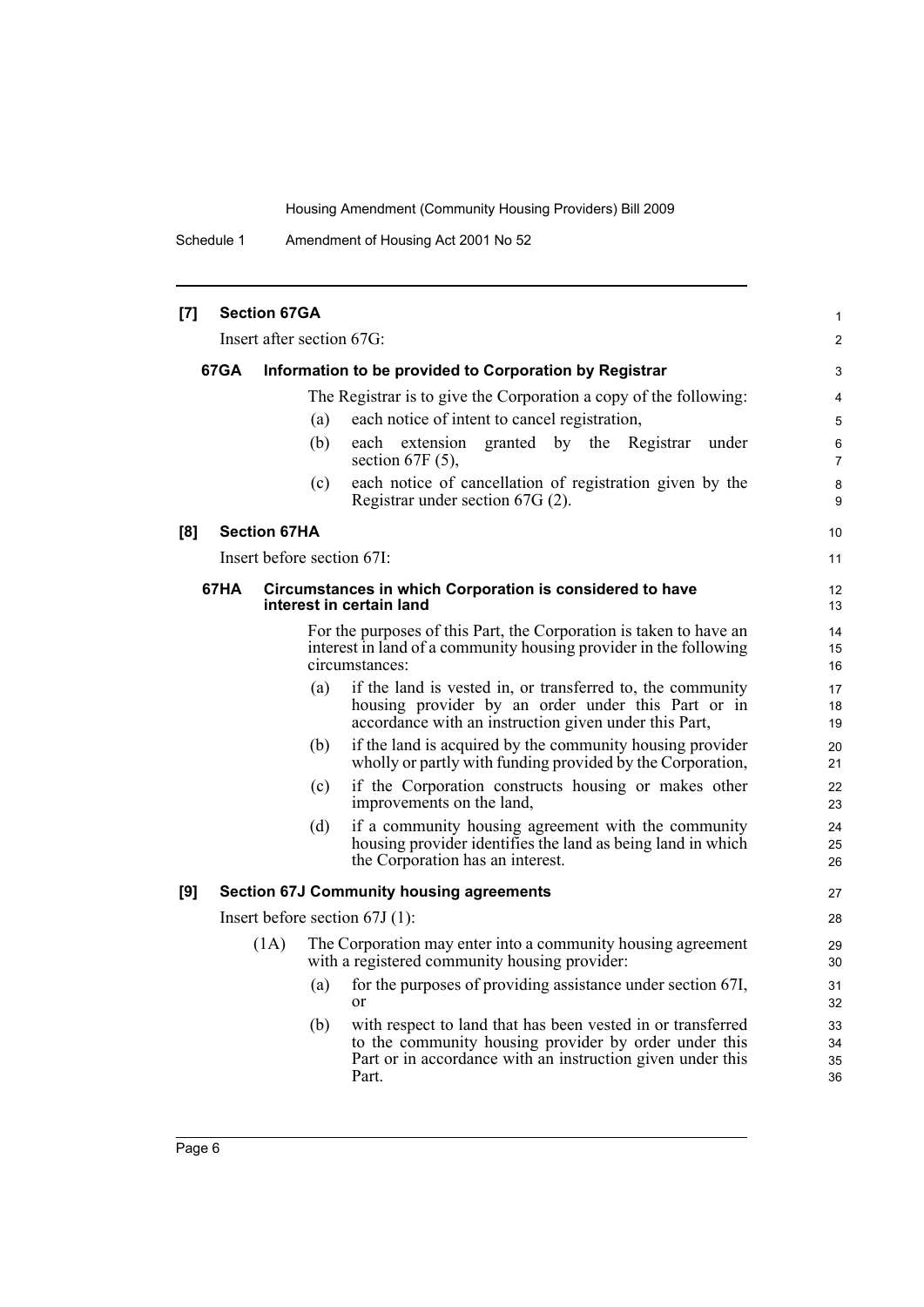**[7] Section 67GA**

Insert after section 67G:

**67GA Information to be provided to Corporation by Registrar**

The Registrar is to give the Corporation a copy of the following:

(a) each notice of intent to cancel registration,

(b) each extension granted by the Registrar under section 67F (5),

(c) each notice of cancellation of registration given by the Registrar under section 67G (2).

**[8] Section 67HA**

Insert before section 67I:

**67HA Circumstances in which Corporation is considered to have interest in certain land**

For the purposes of this Part, the Corporation is taken to have an interest in land of a community housing provider in the following circumstances:

(a) if the land is vested in, or transferred to, the community housing provider by an order under this Part or in accordance with an instruction given under this Part,

(b) if the land is acquired by the community housing provider wholly or partly with funding provided by the Corporation,

(c) if the Corporation constructs housing or makes other improvements on the land,

(d) if a community housing agreement with the community housing provider identifies the land as being land in which the Corporation has an interest.

**[9] Section 67J Community housing agreements**

Insert before section 67J (1):

(1A) The Corporation may enter into a community housing agreement with a registered community housing provider:

(a) for the purposes of providing assistance under section 67I, or

(b) with respect to land that has been vested in or transferred to the community housing provider by order under this Part or in accordance with an instruction given under this Part.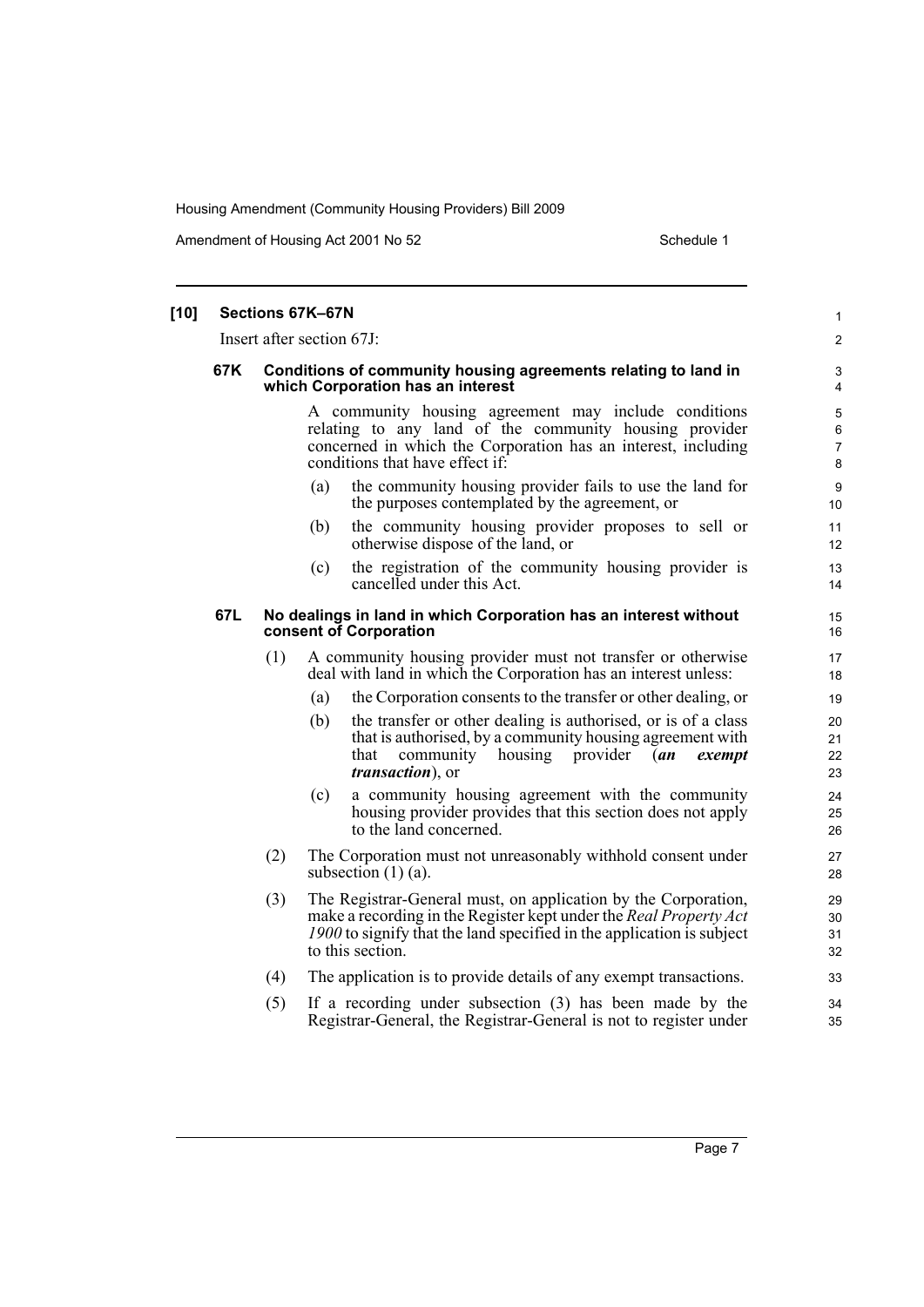## [10] Sections 67K–67N

Insert after section 67J:

### 67K Conditions of community housing agreements relating to land in which Corporation has an interest

A community housing agreement may include conditions relating to any land of the community housing provider concerned in which the Corporation has an interest, including conditions that have effect if:

(a) the community housing provider fails to use the land for the purposes contemplated by the agreement, or

(b) the community housing provider proposes to sell or otherwise dispose of the land, or

(c) the registration of the community housing provider is cancelled under this Act.

### 67L No dealings in land in which Corporation has an interest without consent of Corporation

(1) A community housing provider must not transfer or otherwise deal with land in which the Corporation has an interest unless:

(a) the Corporation consents to the transfer or other dealing, or

(b) the transfer or other dealing is authorised, or is of a class that is authorised, by a community housing agreement with that community housing provider (***an exempt transaction***), or

(c) a community housing agreement with the community housing provider provides that this section does not apply to the land concerned.

(2) The Corporation must not unreasonably withhold consent under subsection (1) (a).

(3) The Registrar-General must, on application by the Corporation, make a recording in the Register kept under the *Real Property Act 1900* to signify that the land specified in the application is subject to this section.

(4) The application is to provide details of any exempt transactions.

(5) If a recording under subsection (3) has been made by the Registrar-General, the Registrar-General is not to register under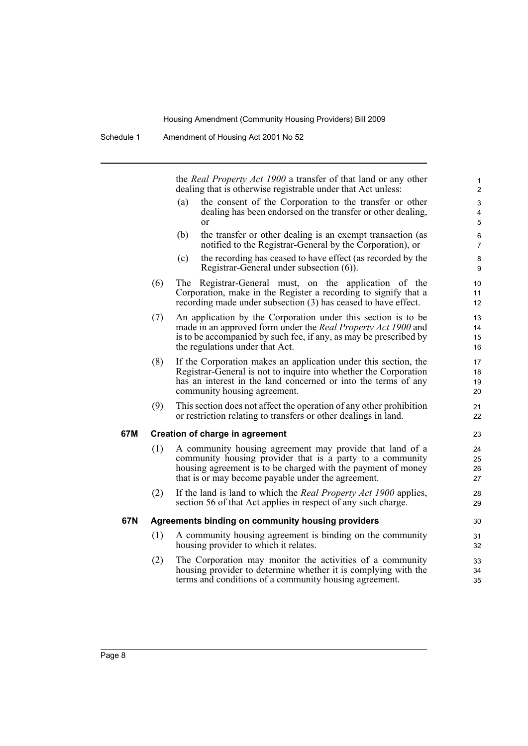the *Real Property Act 1900* a transfer of that land or any other dealing that is otherwise registrable under that Act unless:

(a) the consent of the Corporation to the transfer or other dealing has been endorsed on the transfer or other dealing, or

(b) the transfer or other dealing is an exempt transaction (as notified to the Registrar-General by the Corporation), or

(c) the recording has ceased to have effect (as recorded by the Registrar-General under subsection (6)).

(6) The Registrar-General must, on the application of the Corporation, make in the Register a recording to signify that a recording made under subsection (3) has ceased to have effect.

(7) An application by the Corporation under this section is to be made in an approved form under the *Real Property Act 1900* and is to be accompanied by such fee, if any, as may be prescribed by the regulations under that Act.

(8) If the Corporation makes an application under this section, the Registrar-General is not to inquire into whether the Corporation has an interest in the land concerned or into the terms of any community housing agreement.

(9) This section does not affect the operation of any other prohibition or restriction relating to transfers or other dealings in land.

**67M Creation of charge in agreement**

(1) A community housing agreement may provide that land of a community housing provider that is a party to a community housing agreement is to be charged with the payment of money that is or may become payable under the agreement.

(2) If the land is land to which the *Real Property Act 1900* applies, section 56 of that Act applies in respect of any such charge.

**67N Agreements binding on community housing providers**

(1) A community housing agreement is binding on the community housing provider to which it relates.

(2) The Corporation may monitor the activities of a community housing provider to determine whether it is complying with the terms and conditions of a community housing agreement.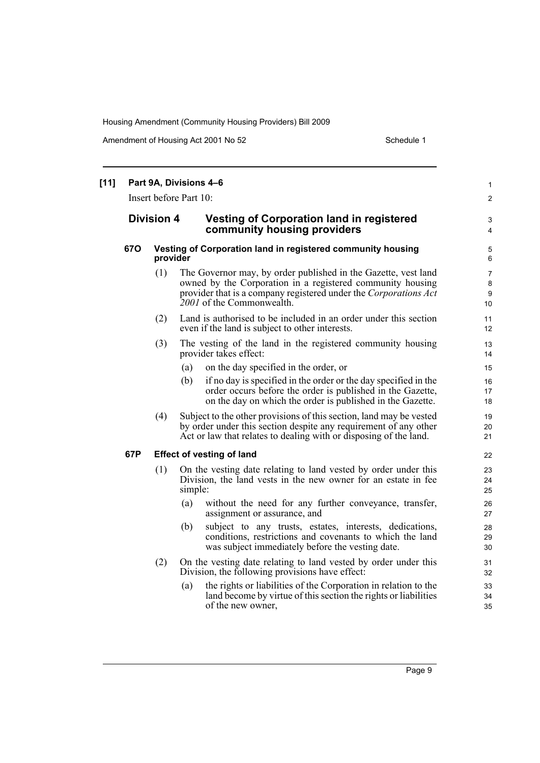**[11] Part 9A, Divisions 4–6**

Insert before Part 10:

## Division 4 Vesting of Corporation land in registered community housing providers

### 67O Vesting of Corporation land in registered community housing provider

(1) The Governor may, by order published in the Gazette, vest land owned by the Corporation in a registered community housing provider that is a company registered under the *Corporations Act 2001* of the Commonwealth.

(2) Land is authorised to be included in an order under this section even if the land is subject to other interests.

(3) The vesting of the land in the registered community housing provider takes effect:

- (a) on the day specified in the order, or
- (b) if no day is specified in the order or the day specified in the order occurs before the order is published in the Gazette, on the day on which the order is published in the Gazette.

(4) Subject to the other provisions of this section, land may be vested by order under this section despite any requirement of any other Act or law that relates to dealing with or disposing of the land.

### 67P Effect of vesting of land

(1) On the vesting date relating to land vested by order under this Division, the land vests in the new owner for an estate in fee simple:

- (a) without the need for any further conveyance, transfer, assignment or assurance, and
- (b) subject to any trusts, estates, interests, dedications, conditions, restrictions and covenants to which the land was subject immediately before the vesting date.

(2) On the vesting date relating to land vested by order under this Division, the following provisions have effect:

- (a) the rights or liabilities of the Corporation in relation to the land become by virtue of this section the rights or liabilities of the new owner,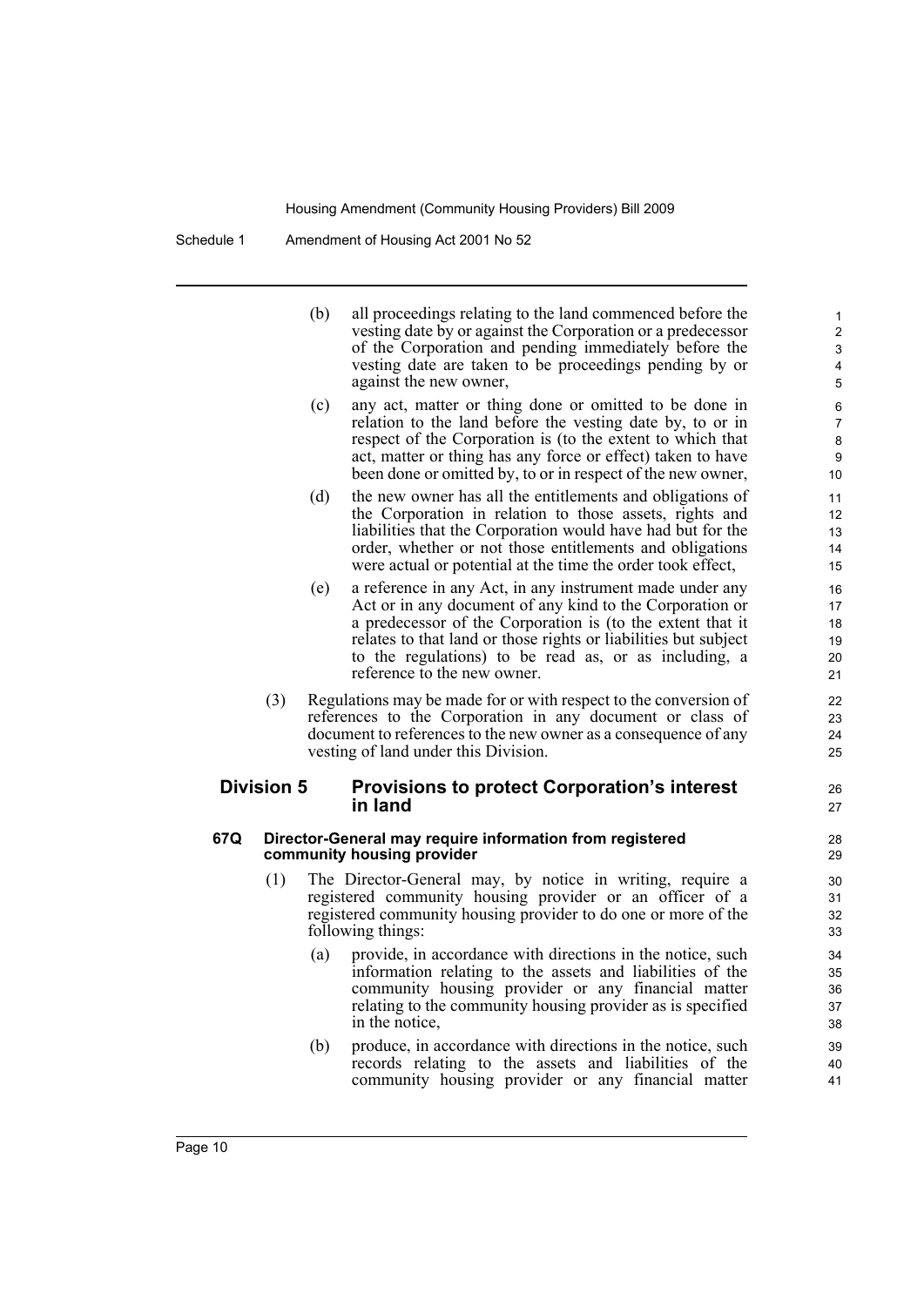(b) all proceedings relating to the land commenced before the vesting date by or against the Corporation or a predecessor of the Corporation and pending immediately before the vesting date are taken to be proceedings pending by or against the new owner,

(c) any act, matter or thing done or omitted to be done in relation to the land before the vesting date by, to or in respect of the Corporation is (to the extent to which that act, matter or thing has any force or effect) taken to have been done or omitted by, to or in respect of the new owner,

(d) the new owner has all the entitlements and obligations of the Corporation in relation to those assets, rights and liabilities that the Corporation would have had but for the order, whether or not those entitlements and obligations were actual or potential at the time the order took effect,

(e) a reference in any Act, in any instrument made under any Act or in any document of any kind to the Corporation or a predecessor of the Corporation is (to the extent that it relates to that land or those rights or liabilities but subject to the regulations) to be read as, or as including, a reference to the new owner.

(3) Regulations may be made for or with respect to the conversion of references to the Corporation in any document or class of document to references to the new owner as a consequence of any vesting of land under this Division.

## Division 5 Provisions to protect Corporation's interest in land

### 67Q Director-General may require information from registered community housing provider

(1) The Director-General may, by notice in writing, require a registered community housing provider or an officer of a registered community housing provider to do one or more of the following things:

(a) provide, in accordance with directions in the notice, such information relating to the assets and liabilities of the community housing provider or any financial matter relating to the community housing provider as is specified in the notice,

(b) produce, in accordance with directions in the notice, such records relating to the assets and liabilities of the community housing provider or any financial matter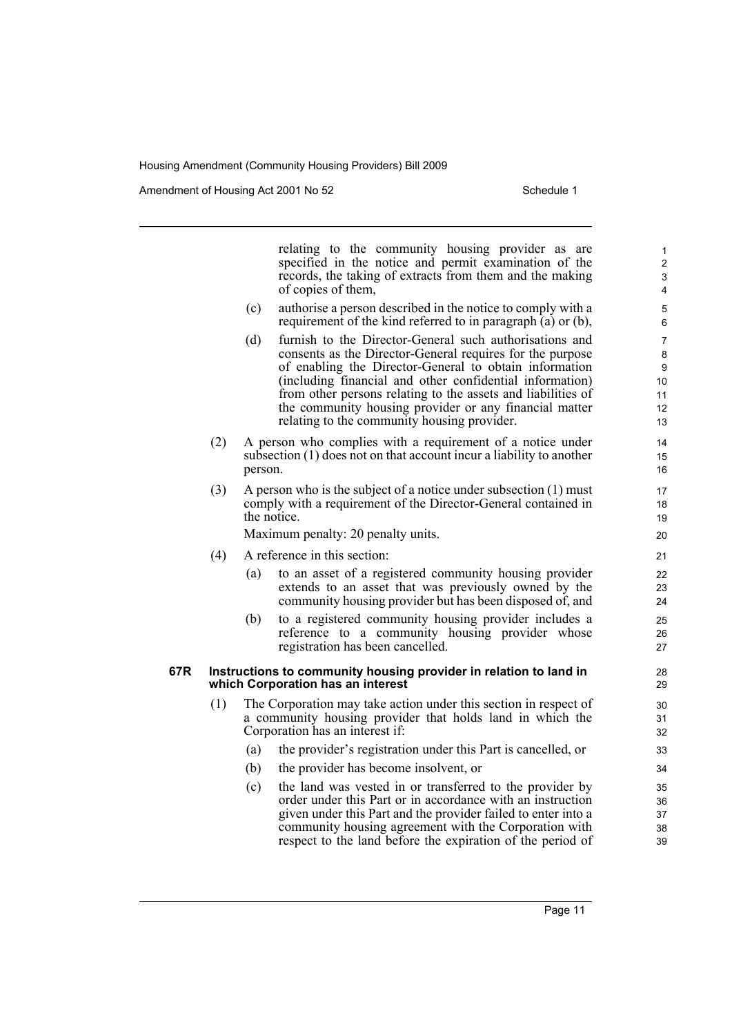relating to the community housing provider as are specified in the notice and permit examination of the records, the taking of extracts from them and the making of copies of them,

(c) authorise a person described in the notice to comply with a requirement of the kind referred to in paragraph (a) or (b),

(d) furnish to the Director-General such authorisations and consents as the Director-General requires for the purpose of enabling the Director-General to obtain information (including financial and other confidential information) from other persons relating to the assets and liabilities of the community housing provider or any financial matter relating to the community housing provider.

(2) A person who complies with a requirement of a notice under subsection (1) does not on that account incur a liability to another person.

(3) A person who is the subject of a notice under subsection (1) must comply with a requirement of the Director-General contained in the notice.

Maximum penalty: 20 penalty units.

(4) A reference in this section:

(a) to an asset of a registered community housing provider extends to an asset that was previously owned by the community housing provider but has been disposed of, and

(b) to a registered community housing provider includes a reference to a community housing provider whose registration has been cancelled.

**67R Instructions to community housing provider in relation to land in which Corporation has an interest**

(1) The Corporation may take action under this section in respect of a community housing provider that holds land in which the Corporation has an interest if:

(a) the provider's registration under this Part is cancelled, or

(b) the provider has become insolvent, or

(c) the land was vested in or transferred to the provider by order under this Part or in accordance with an instruction given under this Part and the provider failed to enter into a community housing agreement with the Corporation with respect to the land before the expiration of the period of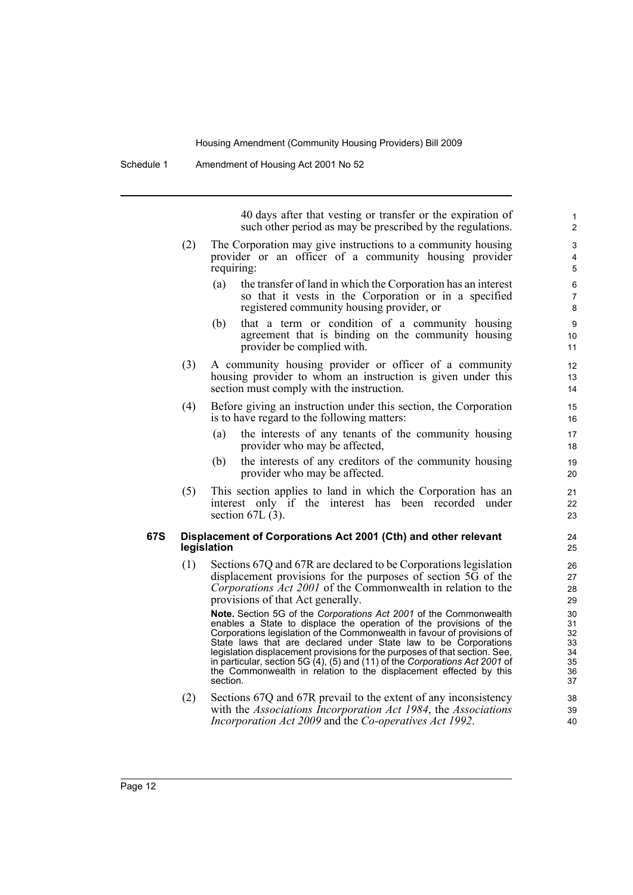40 days after that vesting or transfer or the expiration of such other period as may be prescribed by the regulations.

(2) The Corporation may give instructions to a community housing provider or an officer of a community housing provider requiring:

- (a) the transfer of land in which the Corporation has an interest so that it vests in the Corporation or in a specified registered community housing provider, or
- (b) that a term or condition of a community housing agreement that is binding on the community housing provider be complied with.

(3) A community housing provider or officer of a community housing provider to whom an instruction is given under this section must comply with the instruction.

(4) Before giving an instruction under this section, the Corporation is to have regard to the following matters:

- (a) the interests of any tenants of the community housing provider who may be affected,
- (b) the interests of any creditors of the community housing provider who may be affected.

(5) This section applies to land in which the Corporation has an interest only if the interest has been recorded under section 67L (3).

### 67S Displacement of Corporations Act 2001 (Cth) and other relevant legislation

(1) Sections 67Q and 67R are declared to be Corporations legislation displacement provisions for the purposes of section 5G of the *Corporations Act 2001* of the Commonwealth in relation to the provisions of that Act generally.

**Note.** Section 5G of the *Corporations Act 2001* of the Commonwealth enables a State to displace the operation of the provisions of the Corporations legislation of the Commonwealth in favour of provisions of State laws that are declared under State law to be Corporations legislation displacement provisions for the purposes of that section. See, in particular, section 5G (4), (5) and (11) of the *Corporations Act 2001* of the Commonwealth in relation to the displacement effected by this section.

(2) Sections 67Q and 67R prevail to the extent of any inconsistency with the *Associations Incorporation Act 1984*, the *Associations Incorporation Act 2009* and the *Co-operatives Act 1992*.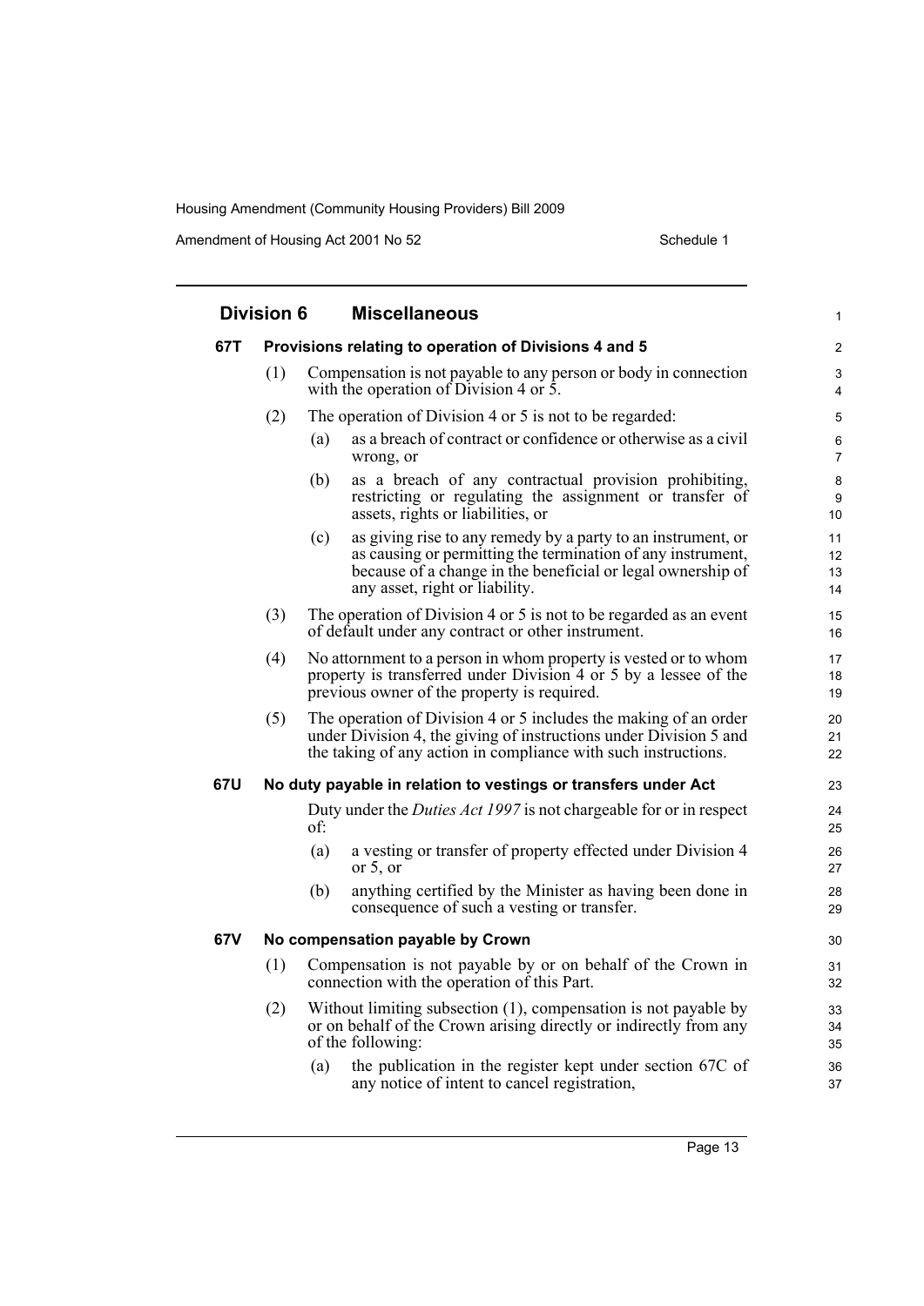## Division 6 Miscellaneous

### 67T Provisions relating to operation of Divisions 4 and 5

(1) Compensation is not payable to any person or body in connection with the operation of Division 4 or 5.

(2) The operation of Division 4 or 5 is not to be regarded:

- (a) as a breach of contract or confidence or otherwise as a civil wrong, or
- (b) as a breach of any contractual provision prohibiting, restricting or regulating the assignment or transfer of assets, rights or liabilities, or
- (c) as giving rise to any remedy by a party to an instrument, or as causing or permitting the termination of any instrument, because of a change in the beneficial or legal ownership of any asset, right or liability.

(3) The operation of Division 4 or 5 is not to be regarded as an event of default under any contract or other instrument.

(4) No attornment to a person in whom property is vested or to whom property is transferred under Division 4 or 5 by a lessee of the previous owner of the property is required.

(5) The operation of Division 4 or 5 includes the making of an order under Division 4, the giving of instructions under Division 5 and the taking of any action in compliance with such instructions.

### 67U No duty payable in relation to vestings or transfers under Act

Duty under the *Duties Act 1997* is not chargeable for or in respect of:

- (a) a vesting or transfer of property effected under Division 4 or 5, or
- (b) anything certified by the Minister as having been done in consequence of such a vesting or transfer.

### 67V No compensation payable by Crown

(1) Compensation is not payable by or on behalf of the Crown in connection with the operation of this Part.

(2) Without limiting subsection (1), compensation is not payable by or on behalf of the Crown arising directly or indirectly from any of the following:

- (a) the publication in the register kept under section 67C of any notice of intent to cancel registration,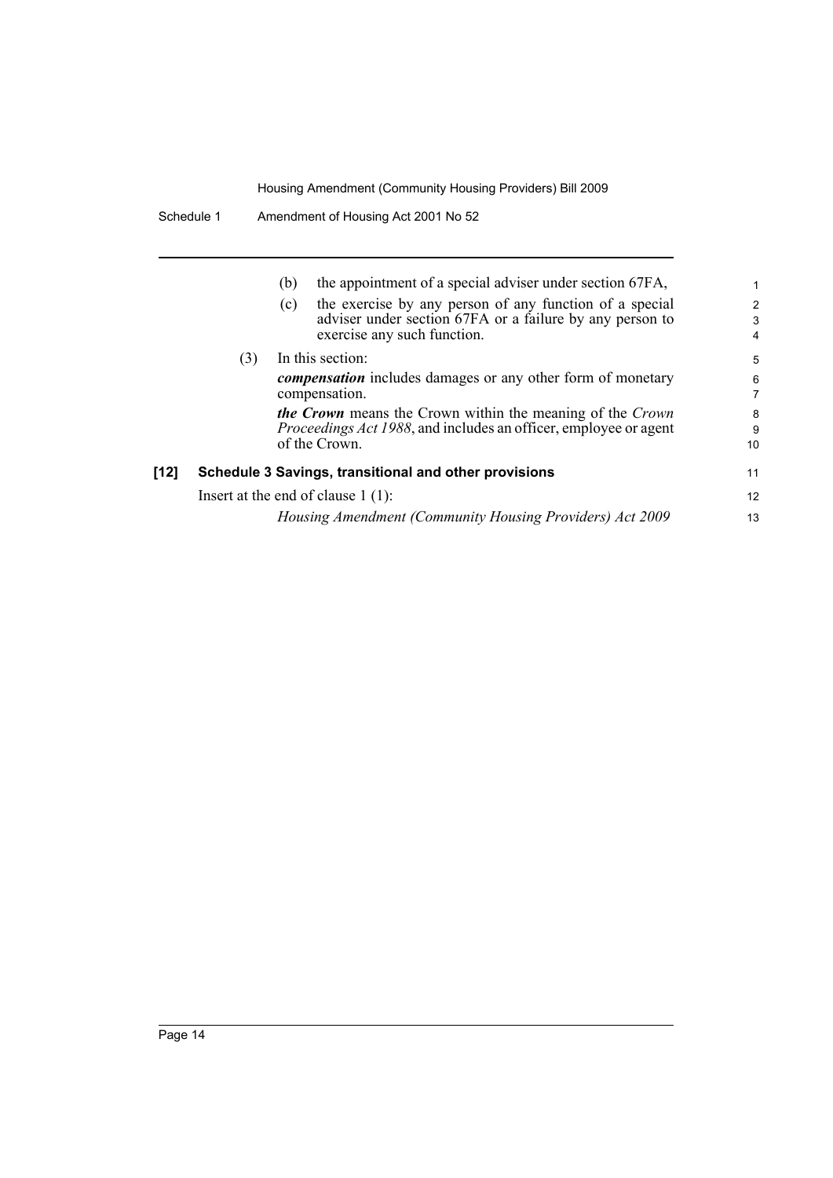(b) the appointment of a special adviser under section 67FA,

(c) the exercise by any person of any function of a special adviser under section 67FA or a failure by any person to exercise any such function.

(3) In this section:

***compensation*** includes damages or any other form of monetary compensation.

***the Crown*** means the Crown within the meaning of the *Crown Proceedings Act 1988*, and includes an officer, employee or agent of the Crown.

**[12] Schedule 3 Savings, transitional and other provisions**

Insert at the end of clause 1 (1):

*Housing Amendment (Community Housing Providers) Act 2009*